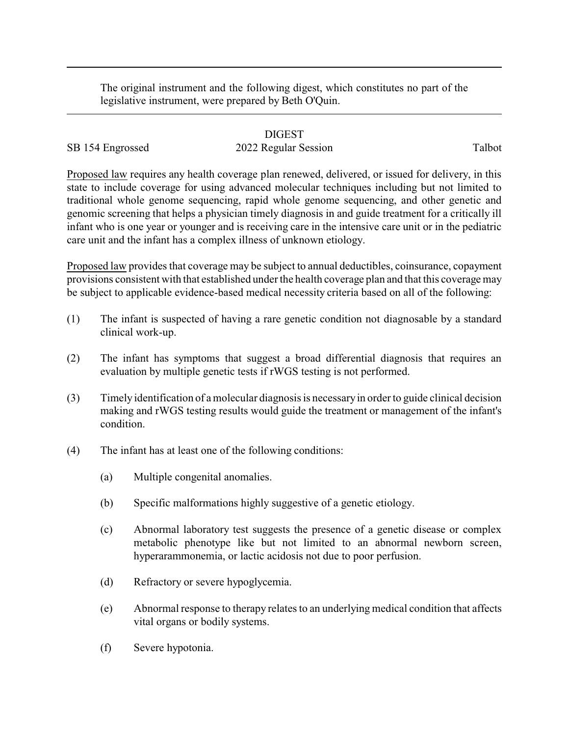The original instrument and the following digest, which constitutes no part of the legislative instrument, were prepared by Beth O'Quin.

DIGEST

SB 154 Engrossed 2022 Regular Session Talbot

Proposed law requires any health coverage plan renewed, delivered, or issued for delivery, in this state to include coverage for using advanced molecular techniques including but not limited to traditional whole genome sequencing, rapid whole genome sequencing, and other genetic and genomic screening that helps a physician timely diagnosis in and guide treatment for a critically ill infant who is one year or younger and is receiving care in the intensive care unit or in the pediatric care unit and the infant has a complex illness of unknown etiology.

Proposed law provides that coverage may be subject to annual deductibles, coinsurance, copayment provisions consistent with that established under the health coverage plan and that this coverage may be subject to applicable evidence-based medical necessity criteria based on all of the following:

(1) The infant is suspected of having a rare genetic condition not diagnosable by a standard clinical work-up.

(2) The infant has symptoms that suggest a broad differential diagnosis that requires an evaluation by multiple genetic tests if rWGS testing is not performed.

(3) Timely identification of a molecular diagnosis is necessary in order to guide clinical decision making and rWGS testing results would guide the treatment or management of the infant's condition.

(4) The infant has at least one of the following conditions:

   (a) Multiple congenital anomalies.

   (b) Specific malformations highly suggestive of a genetic etiology.

   (c) Abnormal laboratory test suggests the presence of a genetic disease or complex metabolic phenotype like but not limited to an abnormal newborn screen, hyperarammonemia, or lactic acidosis not due to poor perfusion.

   (d) Refractory or severe hypoglycemia.

   (e) Abnormal response to therapy relates to an underlying medical condition that affects vital organs or bodily systems.

   (f) Severe hypotonia.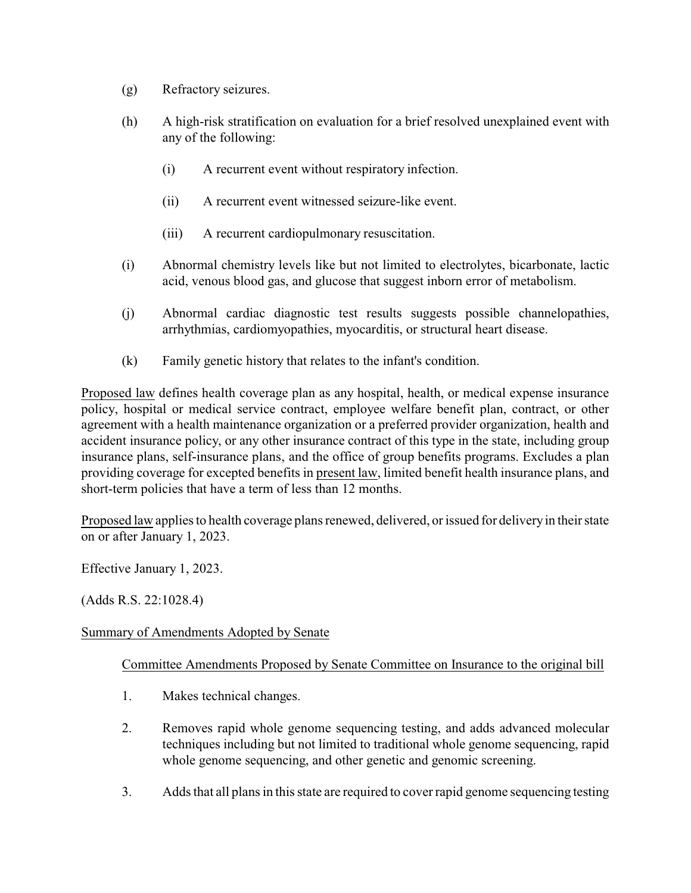(g) Refractory seizures.

(h) A high-risk stratification on evaluation for a brief resolved unexplained event with any of the following:

  (i) A recurrent event without respiratory infection.

  (ii) A recurrent event witnessed seizure-like event.

  (iii) A recurrent cardiopulmonary resuscitation.

(i) Abnormal chemistry levels like but not limited to electrolytes, bicarbonate, lactic acid, venous blood gas, and glucose that suggest inborn error of metabolism.

(j) Abnormal cardiac diagnostic test results suggests possible channelopathies, arrhythmias, cardiomyopathies, myocarditis, or structural heart disease.

(k) Family genetic history that relates to the infant's condition.

Proposed law defines health coverage plan as any hospital, health, or medical expense insurance policy, hospital or medical service contract, employee welfare benefit plan, contract, or other agreement with a health maintenance organization or a preferred provider organization, health and accident insurance policy, or any other insurance contract of this type in the state, including group insurance plans, self-insurance plans, and the office of group benefits programs. Excludes a plan providing coverage for excepted benefits in present law, limited benefit health insurance plans, and short-term policies that have a term of less than 12 months.

Proposed law applies to health coverage plans renewed, delivered, or issued for delivery in their state on or after January 1, 2023.

Effective January 1, 2023.

(Adds R.S. 22:1028.4)

Summary of Amendments Adopted by Senate

Committee Amendments Proposed by Senate Committee on Insurance to the original bill

1. Makes technical changes.

2. Removes rapid whole genome sequencing testing, and adds advanced molecular techniques including but not limited to traditional whole genome sequencing, rapid whole genome sequencing, and other genetic and genomic screening.

3. Adds that all plans in this state are required to cover rapid genome sequencing testing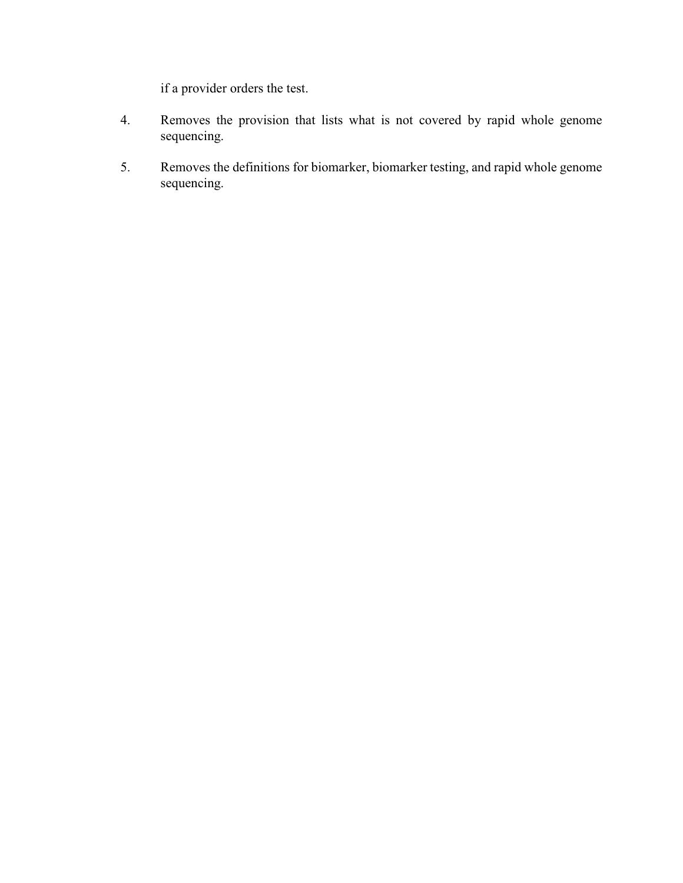if a provider orders the test.

4. Removes the provision that lists what is not covered by rapid whole genome sequencing.

5. Removes the definitions for biomarker, biomarker testing, and rapid whole genome sequencing.